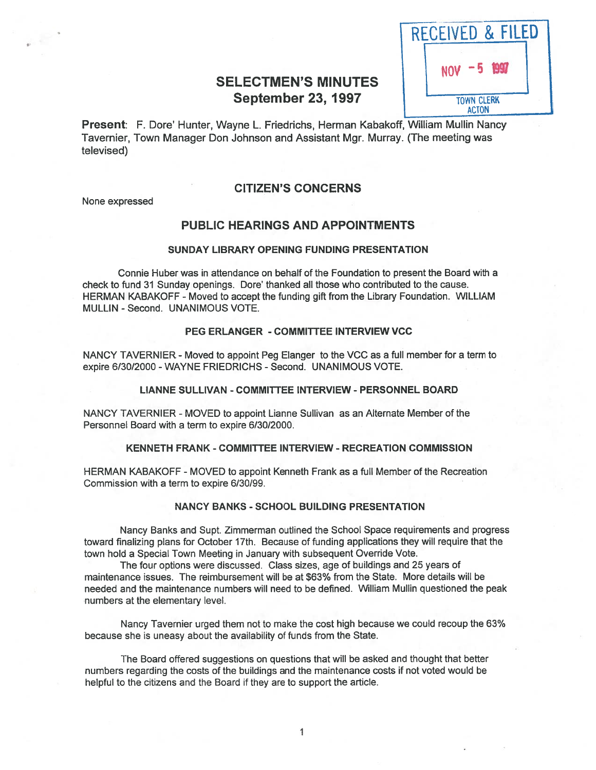RECEIVED & FILED

NOV - 5 1997

TOWN CLERK ACTON

# SELECTMEN'S MINUTES
## September 23, 1997

**Present**: F. Dore' Hunter, Wayne L. Friedrichs, Herman Kabakoff, William Mullin Nancy Tavernier, Town Manager Don Johnson and Assistant Mgr. Murray. (The meeting was televised)

## CITIZEN'S CONCERNS

None expressed

## PUBLIC HEARINGS AND APPOINTMENTS

### SUNDAY LIBRARY OPENING FUNDING PRESENTATION

Connie Huber was in attendance on behalf of the Foundation to present the Board with a check to fund 31 Sunday openings. Dore' thanked all those who contributed to the cause. HERMAN KABAKOFF - Moved to accept the funding gift from the Library Foundation. WILLIAM MULLIN - Second. UNANIMOUS VOTE.

### PEG ERLANGER - COMMITTEE INTERVIEW VCC

NANCY TAVERNIER - Moved to appoint Peg Elanger to the VCC as a full member for a term to expire 6/30/2000 - WAYNE FRIEDRICHS - Second. UNANIMOUS VOTE.

### LIANNE SULLIVAN - COMMITTEE INTERVIEW - PERSONNEL BOARD

NANCY TAVERNIER - MOVED to appoint Lianne Sullivan as an Alternate Member of the Personnel Board with a term to expire 6/30/2000.

### KENNETH FRANK - COMMITTEE INTERVIEW - RECREATION COMMISSION

HERMAN KABAKOFF - MOVED to appoint Kenneth Frank as a full Member of the Recreation Commission with a term to expire 6/30/99.

### NANCY BANKS - SCHOOL BUILDING PRESENTATION

Nancy Banks and Supt. Zimmerman outlined the School Space requirements and progress toward finalizing plans for October 17th. Because of funding applications they will require that the town hold a Special Town Meeting in January with subsequent Override Vote.

The four options were discussed. Class sizes, age of buildings and 25 years of maintenance issues. The reimbursement will be at $63% from the State. More details will be needed and the maintenance numbers will need to be defined. William Mullin questioned the peak numbers at the elementary level.

Nancy Tavernier urged them not to make the cost high because we could recoup the 63% because she is uneasy about the availability of funds from the State.

The Board offered suggestions on questions that will be asked and thought that better numbers regarding the costs of the buildings and the maintenance costs if not voted would be helpful to the citizens and the Board if they are to support the article.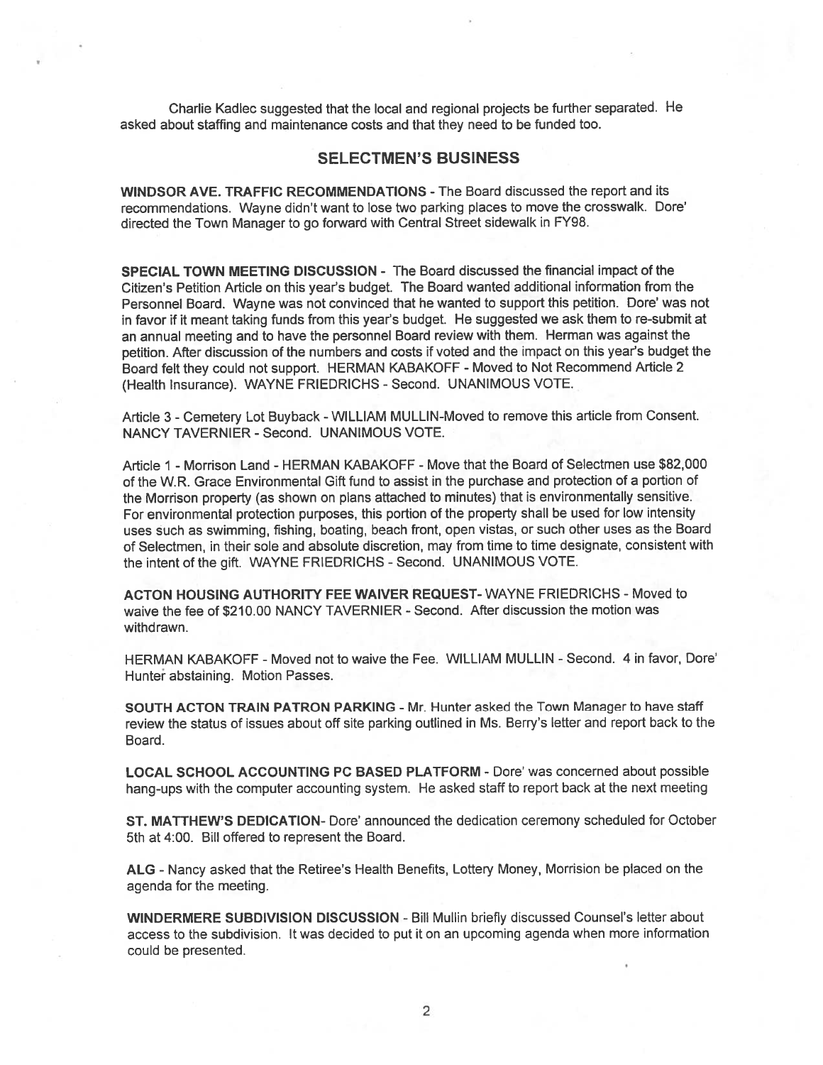Charlie Kadlec suggested that the local and regional projects be further separated. He asked about staffing and maintenance costs and that they need to be funded too.

## SELECTMEN'S BUSINESS

**WINDSOR AVE. TRAFFIC RECOMMENDATIONS** - The Board discussed the report and its recommendations. Wayne didn't want to lose two parking places to move the crosswalk. Dore' directed the Town Manager to go forward with Central Street sidewalk in FY98.

**SPECIAL TOWN MEETING DISCUSSION** - The Board discussed the financial impact of the Citizen's Petition Article on this year's budget. The Board wanted additional information from the Personnel Board. Wayne was not convinced that he wanted to support this petition. Dore' was not in favor if it meant taking funds from this year's budget. He suggested we ask them to re-submit at an annual meeting and to have the personnel Board review with them. Herman was against the petition. After discussion of the numbers and costs if voted and the impact on this year's budget the Board felt they could not support. HERMAN KABAKOFF - Moved to Not Recommend Article 2 (Health Insurance). WAYNE FRIEDRICHS - Second. UNANIMOUS VOTE.

Article 3 - Cemetery Lot Buyback - WILLIAM MULLIN-Moved to remove this article from Consent. NANCY TAVERNIER - Second. UNANIMOUS VOTE.

Article 1 - Morrison Land - HERMAN KABAKOFF - Move that the Board of Selectmen use $82,000 of the W.R. Grace Environmental Gift fund to assist in the purchase and protection of a portion of the Morrison property (as shown on plans attached to minutes) that is environmentally sensitive. For environmental protection purposes, this portion of the property shall be used for low intensity uses such as swimming, fishing, boating, beach front, open vistas, or such other uses as the Board of Selectmen, in their sole and absolute discretion, may from time to time designate, consistent with the intent of the gift. WAYNE FRIEDRICHS - Second. UNANIMOUS VOTE.

**ACTON HOUSING AUTHORITY FEE WAIVER REQUEST**- WAYNE FRIEDRICHS - Moved to waive the fee of $210.00 NANCY TAVERNIER - Second. After discussion the motion was withdrawn.

HERMAN KABAKOFF - Moved not to waive the Fee. WILLIAM MULLIN - Second. 4 in favor, Dore' Hunter abstaining. Motion Passes.

**SOUTH ACTON TRAIN PATRON PARKING** - Mr. Hunter asked the Town Manager to have staff review the status of issues about off site parking outlined in Ms. Berry's letter and report back to the Board.

**LOCAL SCHOOL ACCOUNTING PC BASED PLATFORM** - Dore' was concerned about possible hang-ups with the computer accounting system. He asked staff to report back at the next meeting

**ST. MATTHEW'S DEDICATION**- Dore' announced the dedication ceremony scheduled for October 5th at 4:00. Bill offered to represent the Board.

**ALG** - Nancy asked that the Retiree's Health Benefits, Lottery Money, Morrision be placed on the agenda for the meeting.

**WINDERMERE SUBDIVISION DISCUSSION** - Bill Mullin briefly discussed Counsel's letter about access to the subdivision. It was decided to put it on an upcoming agenda when more information could be presented.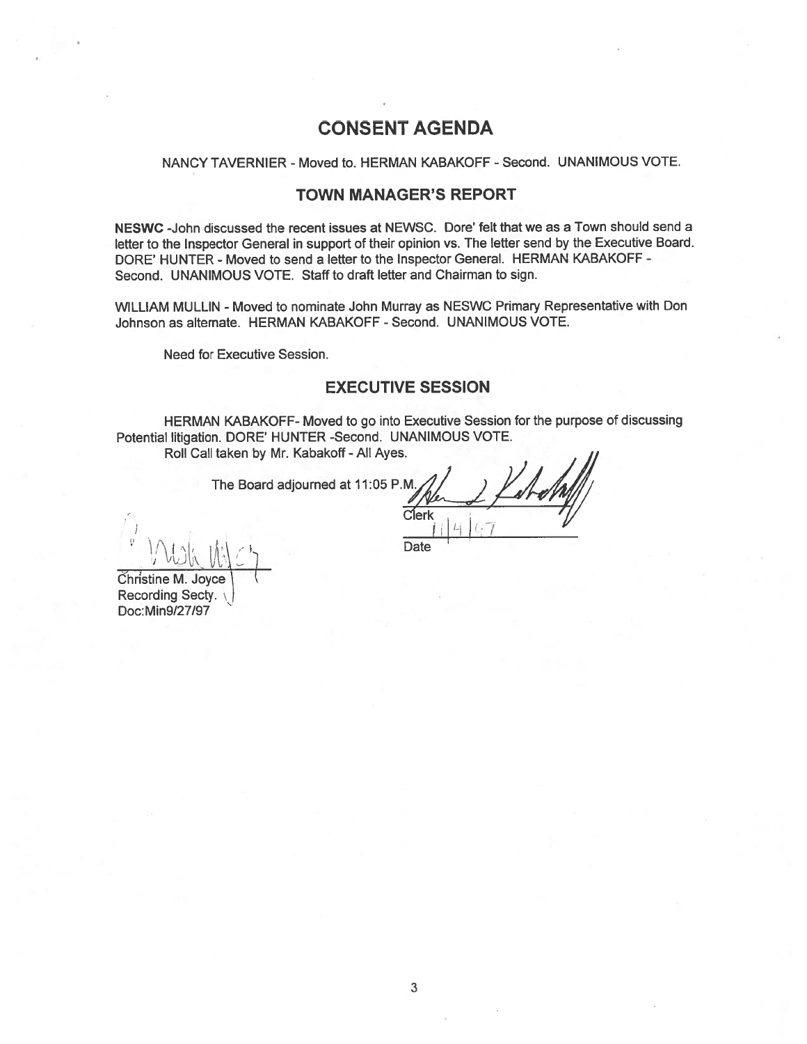## CONSENT AGENDA

NANCY TAVERNIER - Moved to. HERMAN KABAKOFF - Second. UNANIMOUS VOTE.

## TOWN MANAGER'S REPORT

**NESWC** -John discussed the recent issues at NEWSC. Dore' felt that we as a Town should send a letter to the Inspector General in support of their opinion vs. The letter send by the Executive Board. DORE' HUNTER - Moved to send a letter to the Inspector General. HERMAN KABAKOFF - Second. UNANIMOUS VOTE. Staff to draft letter and Chairman to sign.

WILLIAM MULLIN - Moved to nominate John Murray as NESWC Primary Representative with Don Johnson as alternate. HERMAN KABAKOFF - Second. UNANIMOUS VOTE.

Need for Executive Session.

## EXECUTIVE SESSION

HERMAN KABAKOFF- Moved to go into Executive Session for the purpose of discussing Potential litigation. DORE' HUNTER -Second. UNANIMOUS VOTE.

Roll Call taken by Mr. Kabakoff - All Ayes.

The Board adjourned at 11:05 P.M.

Clerk

11/4/97

Date

Christine M. Joyce
Recording Secty.
Doc:Min9/27/97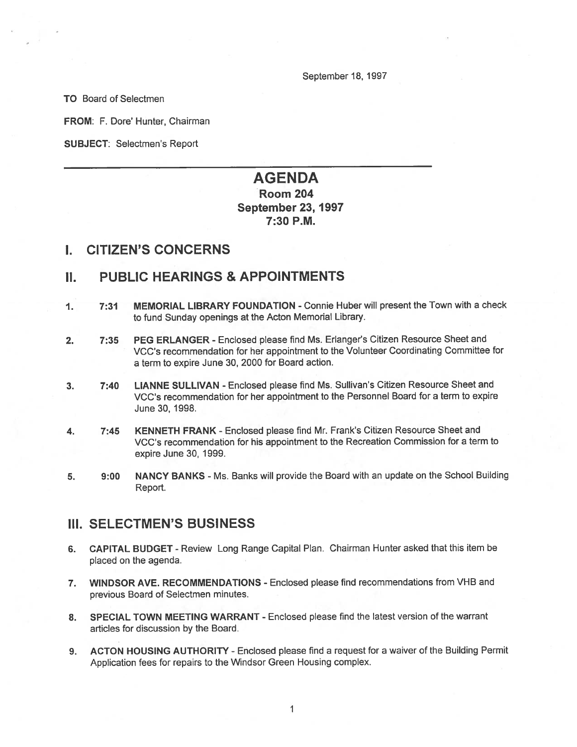September 18, 1997

**TO** Board of Selectmen

**FROM**: F. Dore' Hunter, Chairman

**SUBJECT**: Selectmen's Report

---

# AGENDA

## Room 204
## September 23, 1997
## 7:30 P.M.

## I. CITIZEN'S CONCERNS

## II. PUBLIC HEARINGS & APPOINTMENTS

1. **7:31** **MEMORIAL LIBRARY FOUNDATION** - Connie Huber will present the Town with a check to fund Sunday openings at the Acton Memorial Library.

2. **7:35** **PEG ERLANGER** - Enclosed please find Ms. Erlanger's Citizen Resource Sheet and VCC's recommendation for her appointment to the Volunteer Coordinating Committee for a term to expire June 30, 2000 for Board action.

3. **7:40** **LIANNE SULLIVAN** - Enclosed please find Ms. Sullivan's Citizen Resource Sheet and VCC's recommendation for her appointment to the Personnel Board for a term to expire June 30, 1998.

4. **7:45** **KENNETH FRANK** - Enclosed please find Mr. Frank's Citizen Resource Sheet and VCC's recommendation for his appointment to the Recreation Commission for a term to expire June 30, 1999.

5. **9:00** **NANCY BANKS** - Ms. Banks will provide the Board with an update on the School Building Report.

## III. SELECTMEN'S BUSINESS

6. **CAPITAL BUDGET** - Review Long Range Capital Plan. Chairman Hunter asked that this item be placed on the agenda.

7. **WINDSOR AVE. RECOMMENDATIONS** - Enclosed please find recommendations from VHB and previous Board of Selectmen minutes.

8. **SPECIAL TOWN MEETING WARRANT** - Enclosed please find the latest version of the warrant articles for discussion by the Board.

9. **ACTON HOUSING AUTHORITY** - Enclosed please find a request for a waiver of the Building Permit Application fees for repairs to the Windsor Green Housing complex.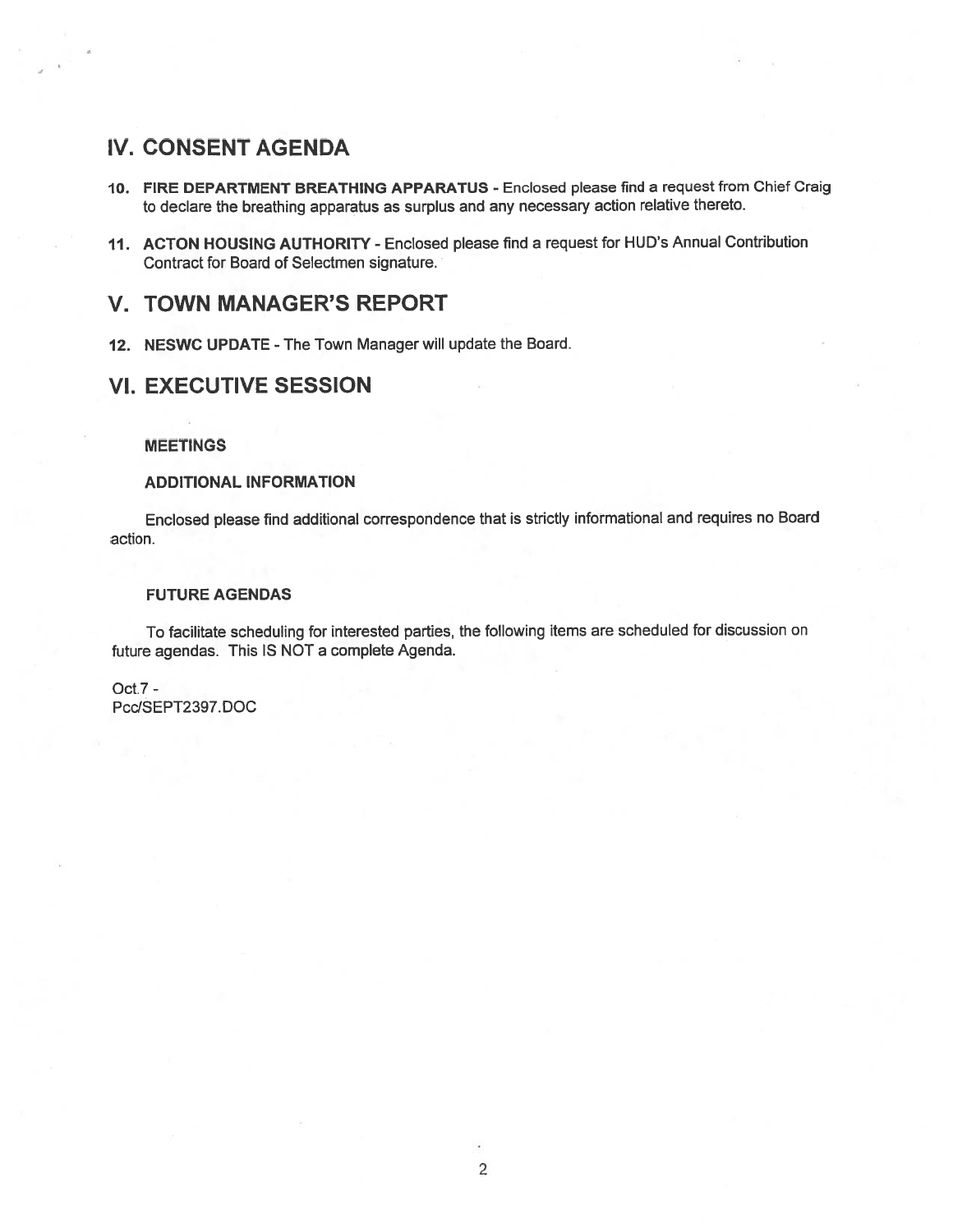## IV. CONSENT AGENDA

10. **FIRE DEPARTMENT BREATHING APPARATUS** - Enclosed please find a request from Chief Craig to declare the breathing apparatus as surplus and any necessary action relative thereto.

11. **ACTON HOUSING AUTHORITY** - Enclosed please find a request for HUD's Annual Contribution Contract for Board of Selectmen signature.

## V. TOWN MANAGER'S REPORT

12. **NESWC UPDATE** - The Town Manager will update the Board.

## VI. EXECUTIVE SESSION

**MEETINGS**

**ADDITIONAL INFORMATION**

Enclosed please find additional correspondence that is strictly informational and requires no Board action.

**FUTURE AGENDAS**

To facilitate scheduling for interested parties, the following items are scheduled for discussion on future agendas. This IS NOT a complete Agenda.

Oct.7 -
Pcc/SEPT2397.DOC